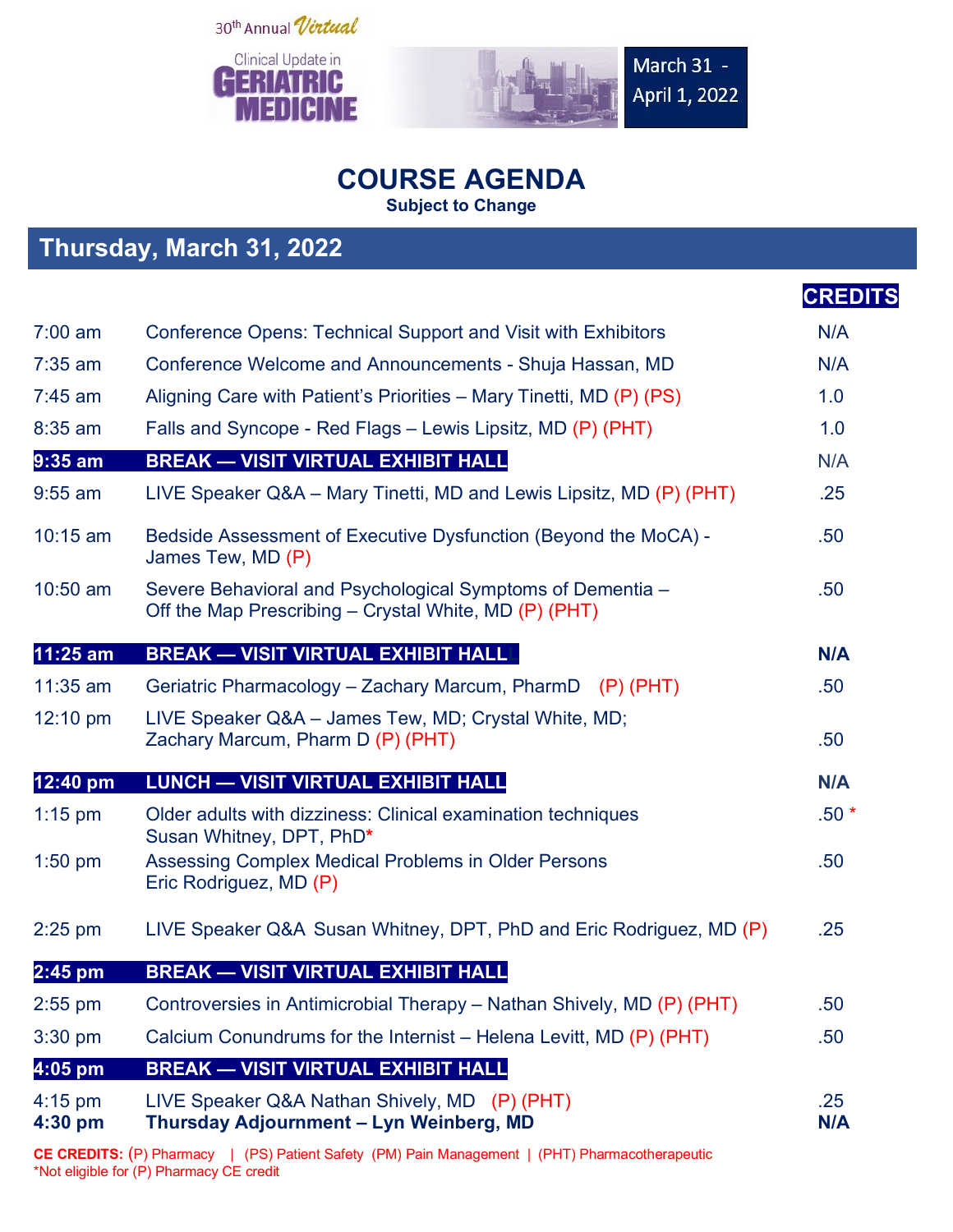30th Annual *Virtual*

Clinical Update in **GERIATRIC MEDICINE**

March 31 - April 1, 2022

# COURSE AGENDA

**Subject to Change**

## Thursday, March 31, 2022

| | | CREDITS |
|---|---|---|
| 7:00 am | Conference Opens: Technical Support and Visit with Exhibitors | N/A |
| 7:35 am | Conference Welcome and Announcements - Shuja Hassan, MD | N/A |
| 7:45 am | Aligning Care with Patient's Priorities – Mary Tinetti, MD (P) (PS) | 1.0 |
| 8:35 am | Falls and Syncope - Red Flags – Lewis Lipsitz, MD (P) (PHT) | 1.0 |
| **9:35 am** | **BREAK — VISIT VIRTUAL EXHIBIT HALL** | N/A |
| 9:55 am | LIVE Speaker Q&A – Mary Tinetti, MD and Lewis Lipsitz, MD (P) (PHT) | .25 |
| 10:15 am | Bedside Assessment of Executive Dysfunction (Beyond the MoCA) - James Tew, MD (P) | .50 |
| 10:50 am | Severe Behavioral and Psychological Symptoms of Dementia – Off the Map Prescribing – Crystal White, MD (P) (PHT) | .50 |
| **11:25 am** | **BREAK — VISIT VIRTUAL EXHIBIT HALL** | **N/A** |
| 11:35 am | Geriatric Pharmacology – Zachary Marcum, PharmD (P) (PHT) | .50 |
| 12:10 pm | LIVE Speaker Q&A – James Tew, MD; Crystal White, MD; Zachary Marcum, Pharm D (P) (PHT) | .50 |
| **12:40 pm** | **LUNCH — VISIT VIRTUAL EXHIBIT HALL** | **N/A** |
| 1:15 pm | Older adults with dizziness: Clinical examination techniques Susan Whitney, DPT, PhD* | .50 * |
| 1:50 pm | Assessing Complex Medical Problems in Older Persons Eric Rodriguez, MD (P) | .50 |
| 2:25 pm | LIVE Speaker Q&A Susan Whitney, DPT, PhD and Eric Rodriguez, MD (P) | .25 |
| **2:45 pm** | **BREAK — VISIT VIRTUAL EXHIBIT HALL** | |
| 2:55 pm | Controversies in Antimicrobial Therapy – Nathan Shively, MD (P) (PHT) | .50 |
| 3:30 pm | Calcium Conundrums for the Internist – Helena Levitt, MD (P) (PHT) | .50 |
| **4:05 pm** | **BREAK — VISIT VIRTUAL EXHIBIT HALL** | |
| 4:15 pm | LIVE Speaker Q&A Nathan Shively, MD (P) (PHT) | .25 |
| **4:30 pm** | **Thursday Adjournment – Lyn Weinberg, MD** | **N/A** |

**CE CREDITS:** (P) Pharmacy | (PS) Patient Safety (PM) Pain Management | (PHT) Pharmacotherapeutic

*Not eligible for (P) Pharmacy CE credit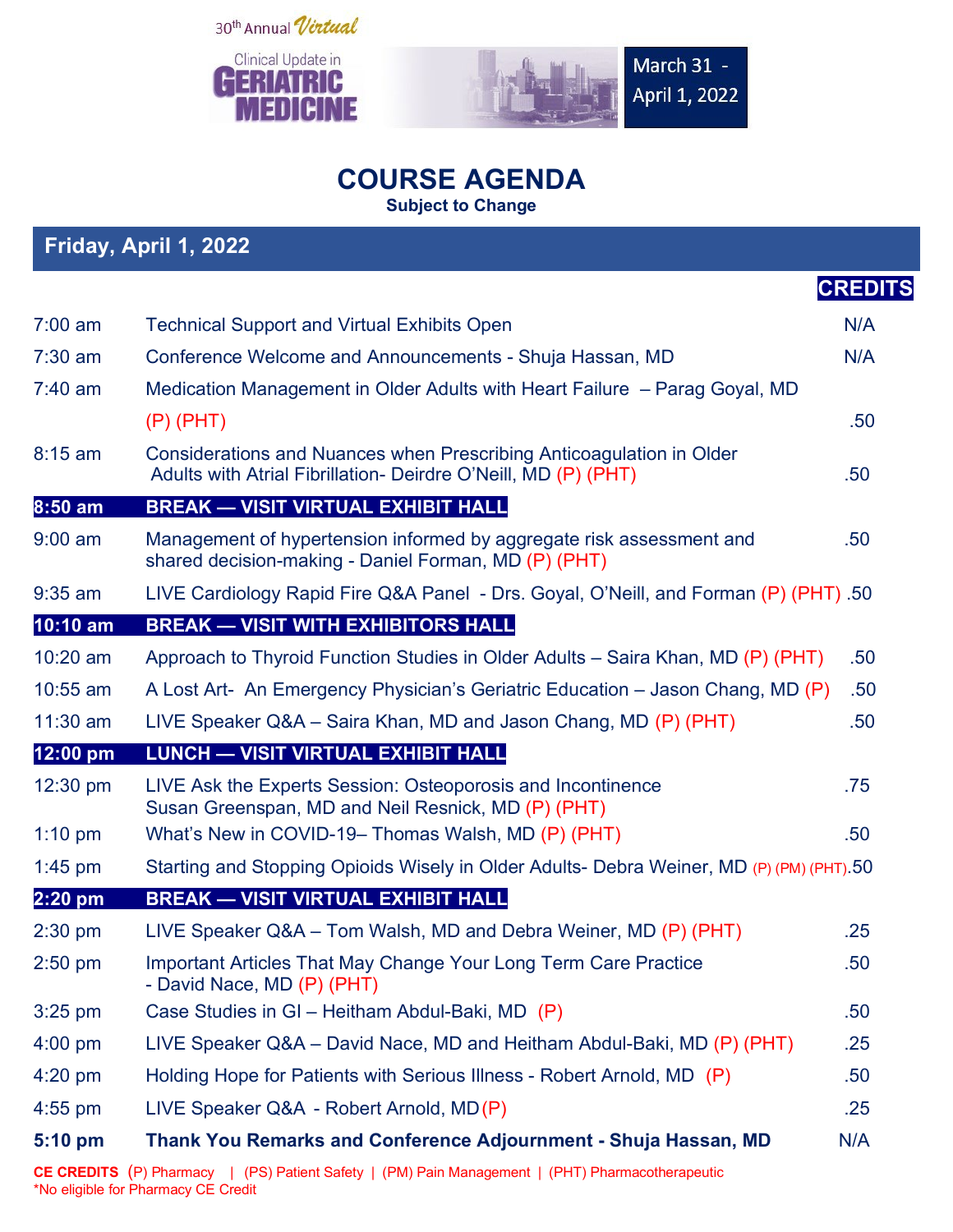30th Annual Virtual

Clinical Update in

# GERIATRIC MEDICINE

March 31 - April 1, 2022

## COURSE AGENDA

**Subject to Change**

### Friday, April 1, 2022

| | | CREDITS |
|---|---|---|
| 7:00 am | Technical Support and Virtual Exhibits Open | N/A |
| 7:30 am | Conference Welcome and Announcements - Shuja Hassan, MD | N/A |
| 7:40 am | Medication Management in Older Adults with Heart Failure – Parag Goyal, MD (P) (PHT) | .50 |
| 8:15 am | Considerations and Nuances when Prescribing Anticoagulation in Older Adults with Atrial Fibrillation- Deirdre O'Neill, MD (P) (PHT) | .50 |
| **8:50 am** | **BREAK — VISIT VIRTUAL EXHIBIT HALL** | |
| 9:00 am | Management of hypertension informed by aggregate risk assessment and shared decision-making - Daniel Forman, MD (P) (PHT) | .50 |
| 9:35 am | LIVE Cardiology Rapid Fire Q&A Panel - Drs. Goyal, O'Neill, and Forman (P) (PHT) | .50 |
| **10:10 am** | **BREAK — VISIT WITH EXHIBITORS HALL** | |
| 10:20 am | Approach to Thyroid Function Studies in Older Adults – Saira Khan, MD (P) (PHT) | .50 |
| 10:55 am | A Lost Art- An Emergency Physician's Geriatric Education – Jason Chang, MD (P) | .50 |
| 11:30 am | LIVE Speaker Q&A – Saira Khan, MD and Jason Chang, MD (P) (PHT) | .50 |
| **12:00 pm** | **LUNCH — VISIT VIRTUAL EXHIBIT HALL** | |
| 12:30 pm | LIVE Ask the Experts Session: Osteoporosis and Incontinence Susan Greenspan, MD and Neil Resnick, MD (P) (PHT) | .75 |
| 1:10 pm | What's New in COVID-19– Thomas Walsh, MD (P) (PHT) | .50 |
| 1:45 pm | Starting and Stopping Opioids Wisely in Older Adults- Debra Weiner, MD (P) (PM) (PHT) | .50 |
| **2:20 pm** | **BREAK — VISIT VIRTUAL EXHIBIT HALL** | |
| 2:30 pm | LIVE Speaker Q&A – Tom Walsh, MD and Debra Weiner, MD (P) (PHT) | .25 |
| 2:50 pm | Important Articles That May Change Your Long Term Care Practice - David Nace, MD (P) (PHT) | .50 |
| 3:25 pm | Case Studies in GI – Heitham Abdul-Baki, MD (P) | .50 |
| 4:00 pm | LIVE Speaker Q&A – David Nace, MD and Heitham Abdul-Baki, MD (P) (PHT) | .25 |
| 4:20 pm | Holding Hope for Patients with Serious Illness - Robert Arnold, MD (P) | .50 |
| 4:55 pm | LIVE Speaker Q&A - Robert Arnold, MD (P) | .25 |
| **5:10 pm** | **Thank You Remarks and Conference Adjournment - Shuja Hassan, MD** | N/A |

**CE CREDITS** (P) Pharmacy | (PS) Patient Safety | (PM) Pain Management | (PHT) Pharmacotherapeutic
*No eligible for Pharmacy CE Credit